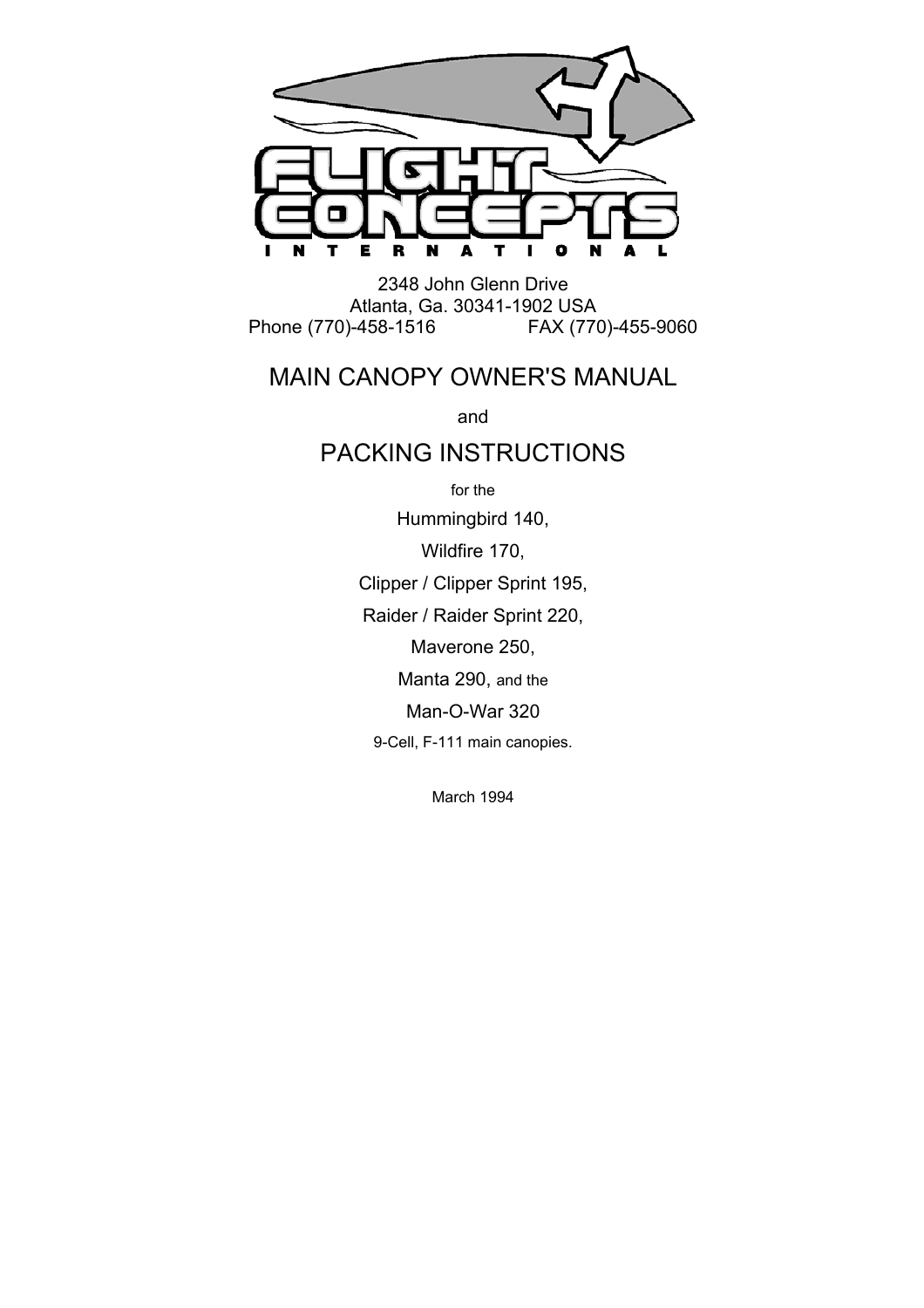# FLIGHT CONCEPTS INTERNATIONAL

2348 John Glenn Drive
Atlanta, Ga. 30341-1902 USA
Phone (770)-458-1516 FAX (770)-455-9060

## MAIN CANOPY OWNER'S MANUAL

and

## PACKING INSTRUCTIONS

for the

Hummingbird 140,

Wildfire 170,

Clipper / Clipper Sprint 195,

Raider / Raider Sprint 220,

Maverone 250,

Manta 290, and the

Man-O-War 320

9-Cell, F-111 main canopies.

March 1994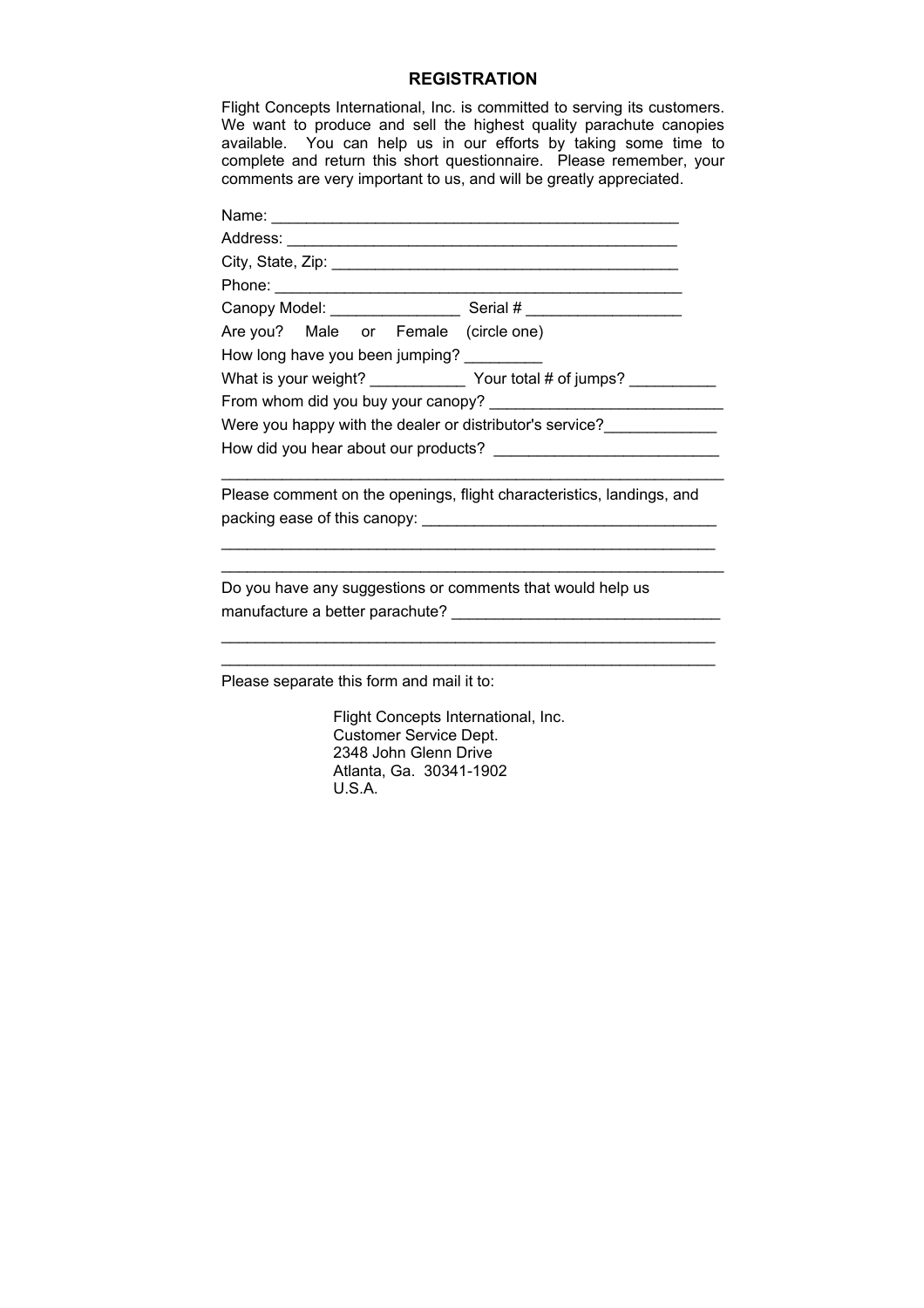## REGISTRATION

Flight Concepts International, Inc. is committed to serving its customers. We want to produce and sell the highest quality parachute canopies available. You can help us in our efforts by taking some time to complete and return this short questionnaire. Please remember, your comments are very important to us, and will be greatly appreciated.

Name: ________________________________________________

Address: ______________________________________________

City, State, Zip: _________________________________________

Phone: ________________________________________________

Canopy Model: _______________ Serial # __________________

Are you? Male or Female (circle one)

How long have you been jumping? _________

What is your weight? ___________ Your total # of jumps? __________

From whom did you buy your canopy? ___________________________

Were you happy with the dealer or distributor's service?_____________

How did you hear about our products? __________________________

____________________________________________________________

Please comment on the openings, flight characteristics, landings, and packing ease of this canopy: __________________________________

____________________________________________________________

____________________________________________________________

Do you have any suggestions or comments that would help us manufacture a better parachute? _______________________________

____________________________________________________________

____________________________________________________________

Please separate this form and mail it to:

Flight Concepts International, Inc.
Customer Service Dept.
2348 John Glenn Drive
Atlanta, Ga. 30341-1902
U.S.A.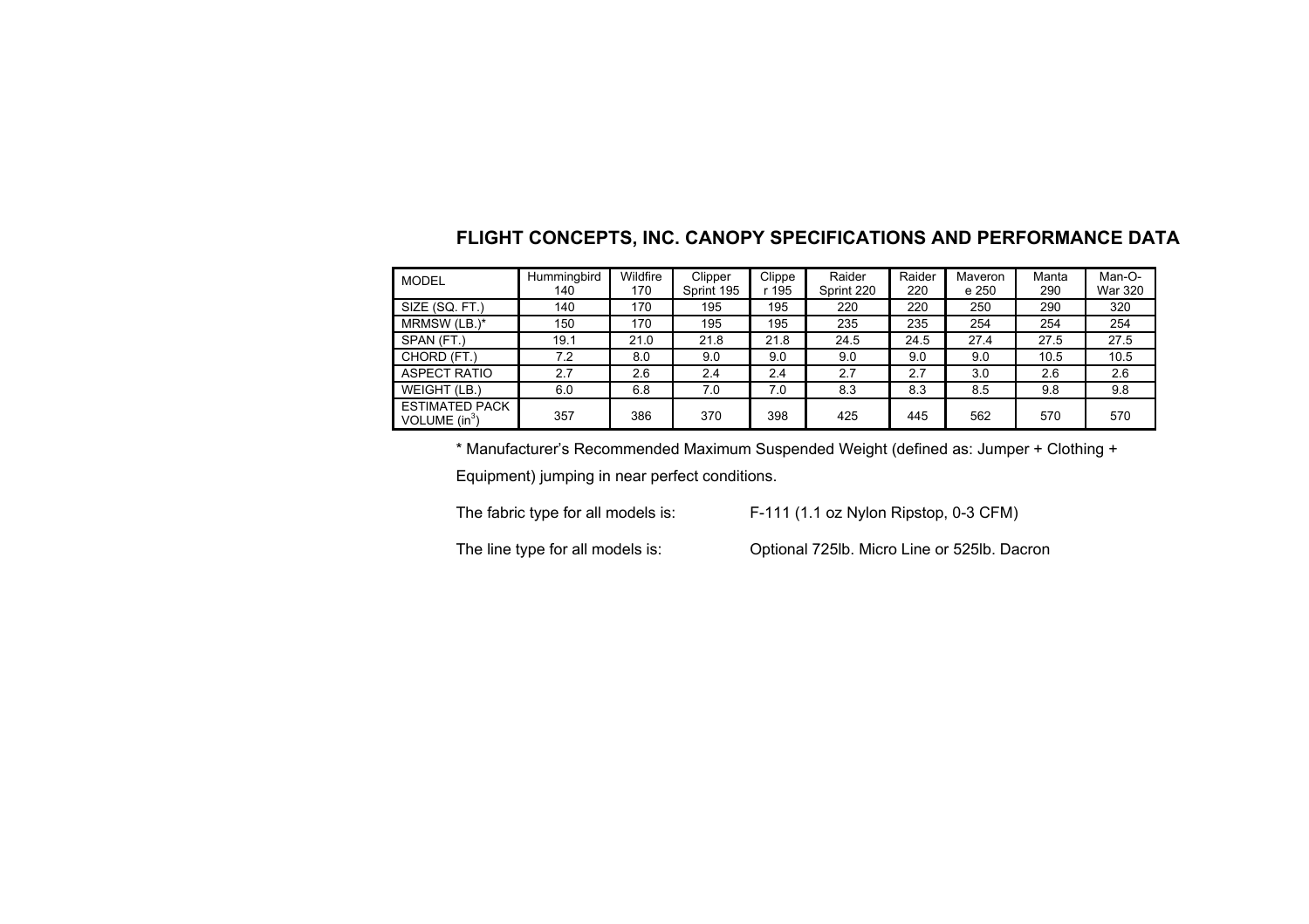## FLIGHT CONCEPTS, INC. CANOPY SPECIFICATIONS AND PERFORMANCE DATA

| MODEL | Hummingbird 140 | Wildfire 170 | Clipper Sprint 195 | Clipper 195 | Raider Sprint 220 | Raider 220 | Maveron e 250 | Manta 290 | Man-O-War 320 |
|---|---|---|---|---|---|---|---|---|---|
| SIZE (SQ. FT.) | 140 | 170 | 195 | 195 | 220 | 220 | 250 | 290 | 320 |
| MRMSW (LB.)* | 150 | 170 | 195 | 195 | 235 | 235 | 254 | 254 | 254 |
| SPAN (FT.) | 19.1 | 21.0 | 21.8 | 21.8 | 24.5 | 24.5 | 27.4 | 27.5 | 27.5 |
| CHORD (FT.) | 7.2 | 8.0 | 9.0 | 9.0 | 9.0 | 9.0 | 9.0 | 10.5 | 10.5 |
| ASPECT RATIO | 2.7 | 2.6 | 2.4 | 2.4 | 2.7 | 2.7 | 3.0 | 2.6 | 2.6 |
| WEIGHT (LB.) | 6.0 | 6.8 | 7.0 | 7.0 | 8.3 | 8.3 | 8.5 | 9.8 | 9.8 |
| ESTIMATED PACK VOLUME ($in^3$) | 357 | 386 | 370 | 398 | 425 | 445 | 562 | 570 | 570 |

* Manufacturer's Recommended Maximum Suspended Weight (defined as: Jumper + Clothing + Equipment) jumping in near perfect conditions.

The fabric type for all models is: F-111 (1.1 oz Nylon Ripstop, 0-3 CFM)

The line type for all models is: Optional 725lb. Micro Line or 525lb. Dacron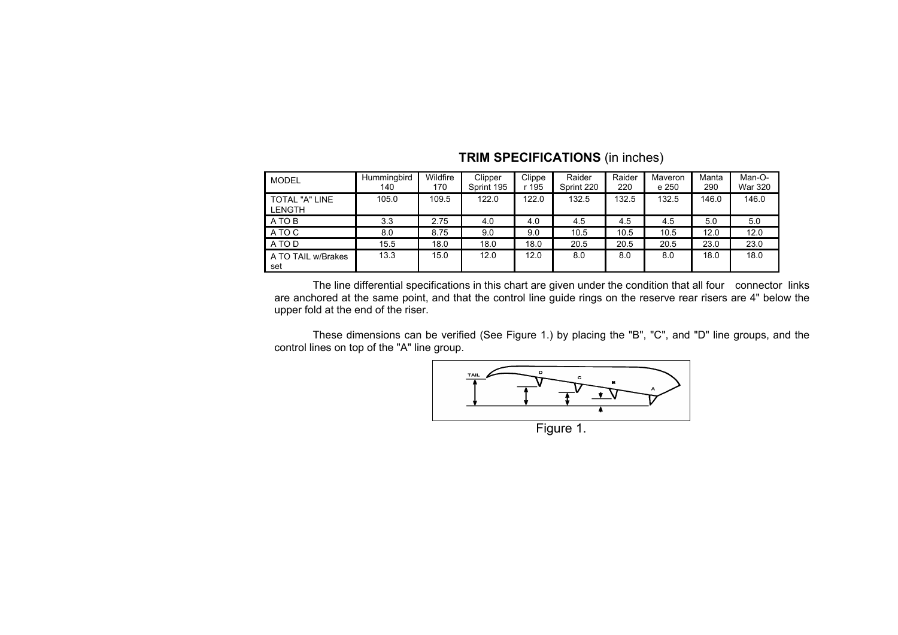## **TRIM SPECIFICATIONS** (in inches)

| MODEL | Hummingbird 140 | Wildfire 170 | Clipper Sprint 195 | Clipper 195 | Raider Sprint 220 | Raider 220 | Maverone 250 | Manta 290 | Man-O-War 320 |
|---|---|---|---|---|---|---|---|---|---|
| TOTAL "A" LINE LENGTH | 105.0 | 109.5 | 122.0 | 122.0 | 132.5 | 132.5 | 132.5 | 146.0 | 146.0 |
| A TO B | 3.3 | 2.75 | 4.0 | 4.0 | 4.5 | 4.5 | 4.5 | 5.0 | 5.0 |
| A TO C | 8.0 | 8.75 | 9.0 | 9.0 | 10.5 | 10.5 | 10.5 | 12.0 | 12.0 |
| A TO D | 15.5 | 18.0 | 18.0 | 18.0 | 20.5 | 20.5 | 20.5 | 23.0 | 23.0 |
| A TO TAIL w/Brakes set | 13.3 | 15.0 | 12.0 | 12.0 | 8.0 | 8.0 | 8.0 | 18.0 | 18.0 |

The line differential specifications in this chart are given under the condition that all four connector links are anchored at the same point, and that the control line guide rings on the reserve rear risers are 4" below the upper fold at the end of the riser.

These dimensions can be verified (See Figure 1.) by placing the "B", "C", and "D" line groups, and the control lines on top of the "A" line group.

Figure 1.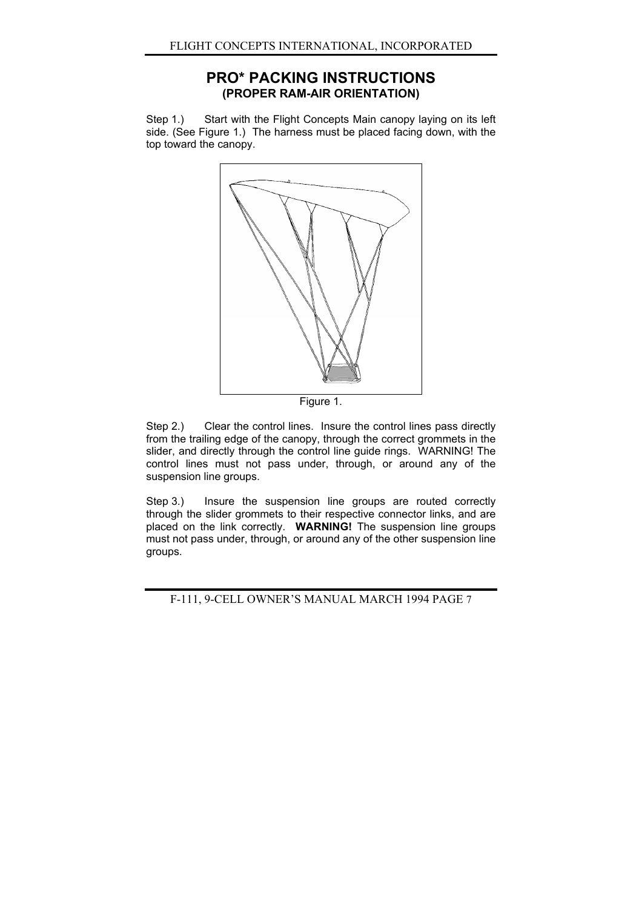# PRO* PACKING INSTRUCTIONS
## (PROPER RAM-AIR ORIENTATION)

Step 1.) Start with the Flight Concepts Main canopy laying on its left side. (See Figure 1.) The harness must be placed facing down, with the top toward the canopy.

Figure 1.

Step 2.) Clear the control lines. Insure the control lines pass directly from the trailing edge of the canopy, through the correct grommets in the slider, and directly through the control line guide rings. WARNING! The control lines must not pass under, through, or around any of the suspension line groups.

Step 3.) Insure the suspension line groups are routed correctly through the slider grommets to their respective connector links, and are placed on the link correctly. **WARNING!** The suspension line groups must not pass under, through, or around any of the other suspension line groups.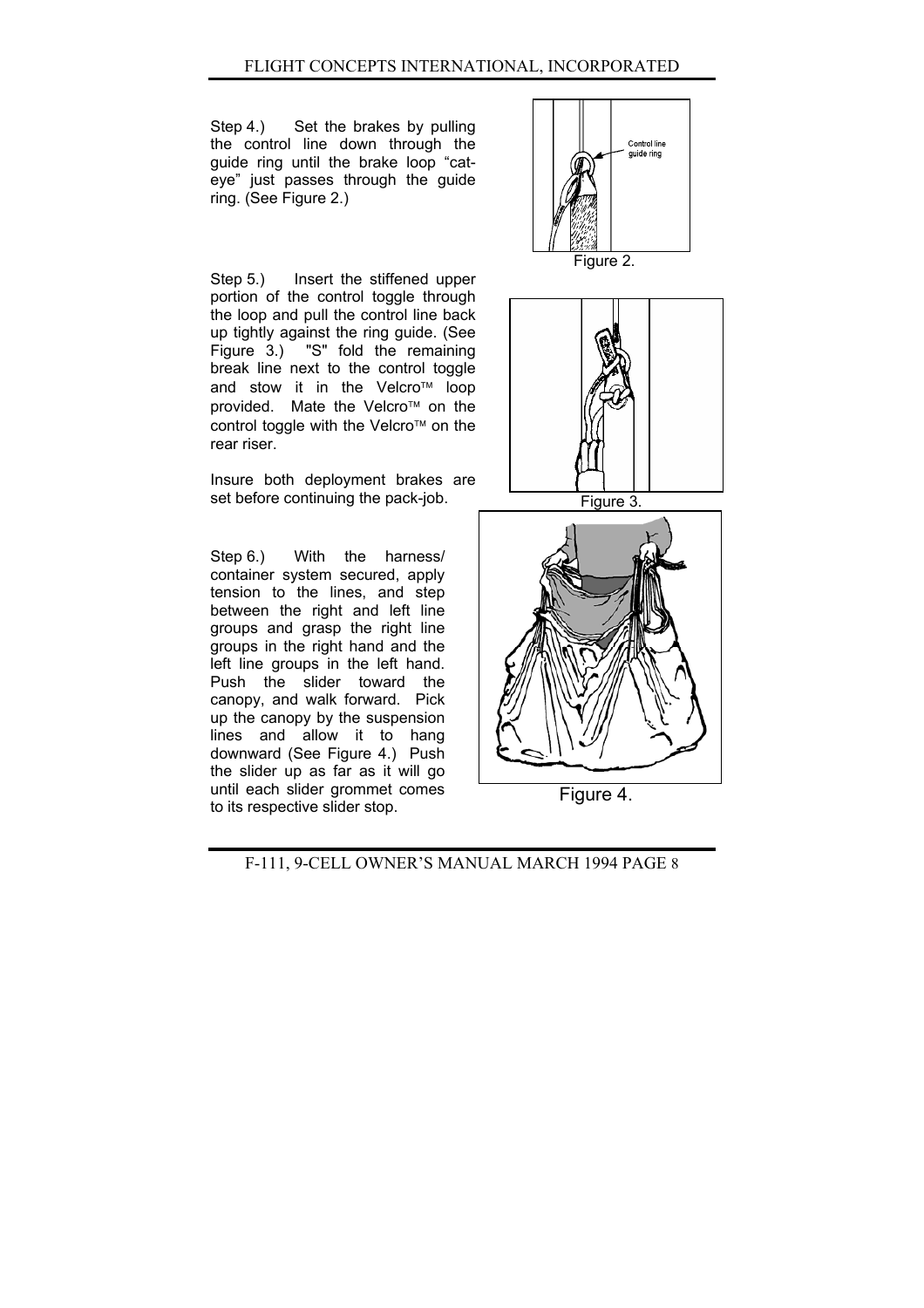Step 4.) Set the brakes by pulling the control line down through the guide ring until the brake loop “cat-eye” just passes through the guide ring. (See Figure 2.)

Control line guide ring

Figure 2.

Step 5.) Insert the stiffened upper portion of the control toggle through the loop and pull the control line back up tightly against the ring guide. (See Figure 3.) "S" fold the remaining break line next to the control toggle and stow it in the Velcro™ loop provided. Mate the Velcro™ on the control toggle with the Velcro™ on the rear riser.

Figure 3.

Insure both deployment brakes are set before continuing the pack-job.

Step 6.) With the harness/ container system secured, apply tension to the lines, and step between the right and left line groups and grasp the right line groups in the right hand and the left line groups in the left hand. Push the slider toward the canopy, and walk forward. Pick up the canopy by the suspension lines and allow it to hang downward (See Figure 4.) Push the slider up as far as it will go until each slider grommet comes to its respective slider stop.

Figure 4.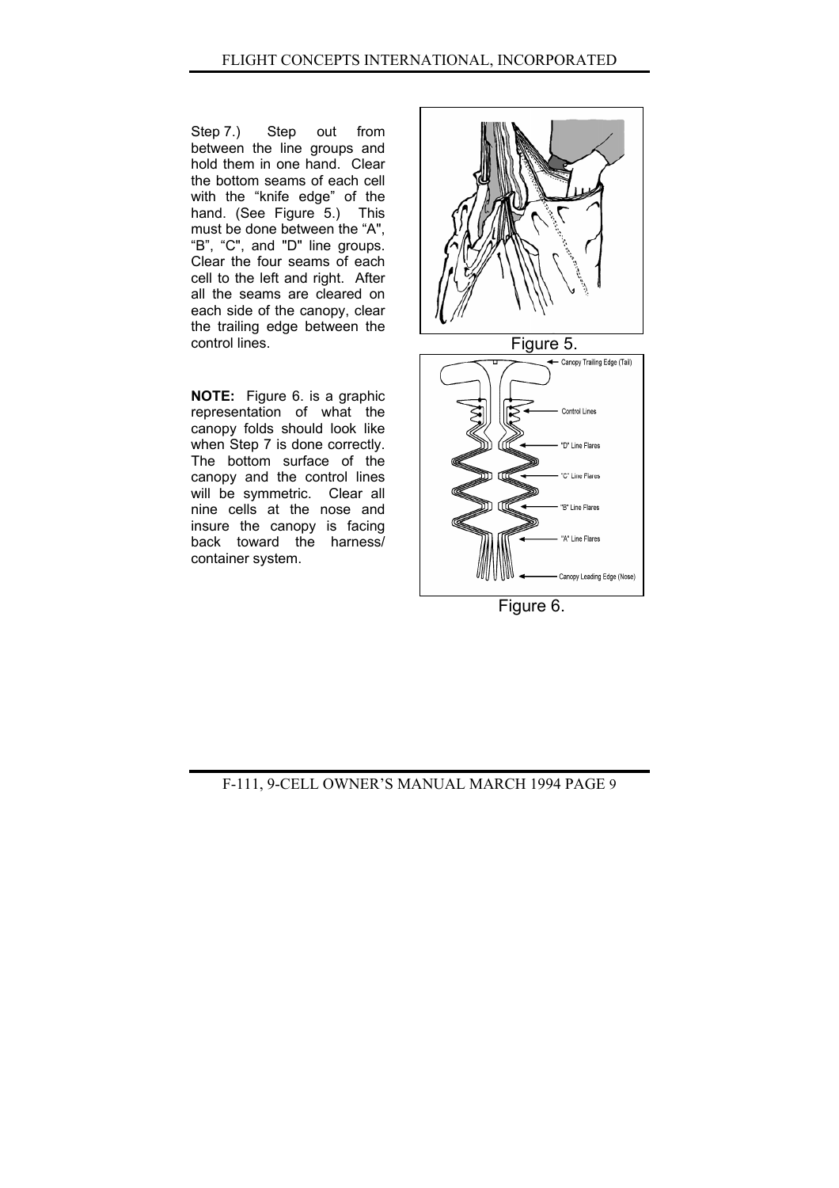Step 7.) Step out from between the line groups and hold them in one hand. Clear the bottom seams of each cell with the "knife edge" of the hand. (See Figure 5.) This must be done between the "A", "B", "C", and "D" line groups. Clear the four seams of each cell to the left and right. After all the seams are cleared on each side of the canopy, clear the trailing edge between the control lines.

Figure 5.

**NOTE:** Figure 6. is a graphic representation of what the canopy folds should look like when Step 7 is done correctly. The bottom surface of the canopy and the control lines will be symmetric. Clear all nine cells at the nose and insure the canopy is facing back toward the harness/ container system.

Figure 6.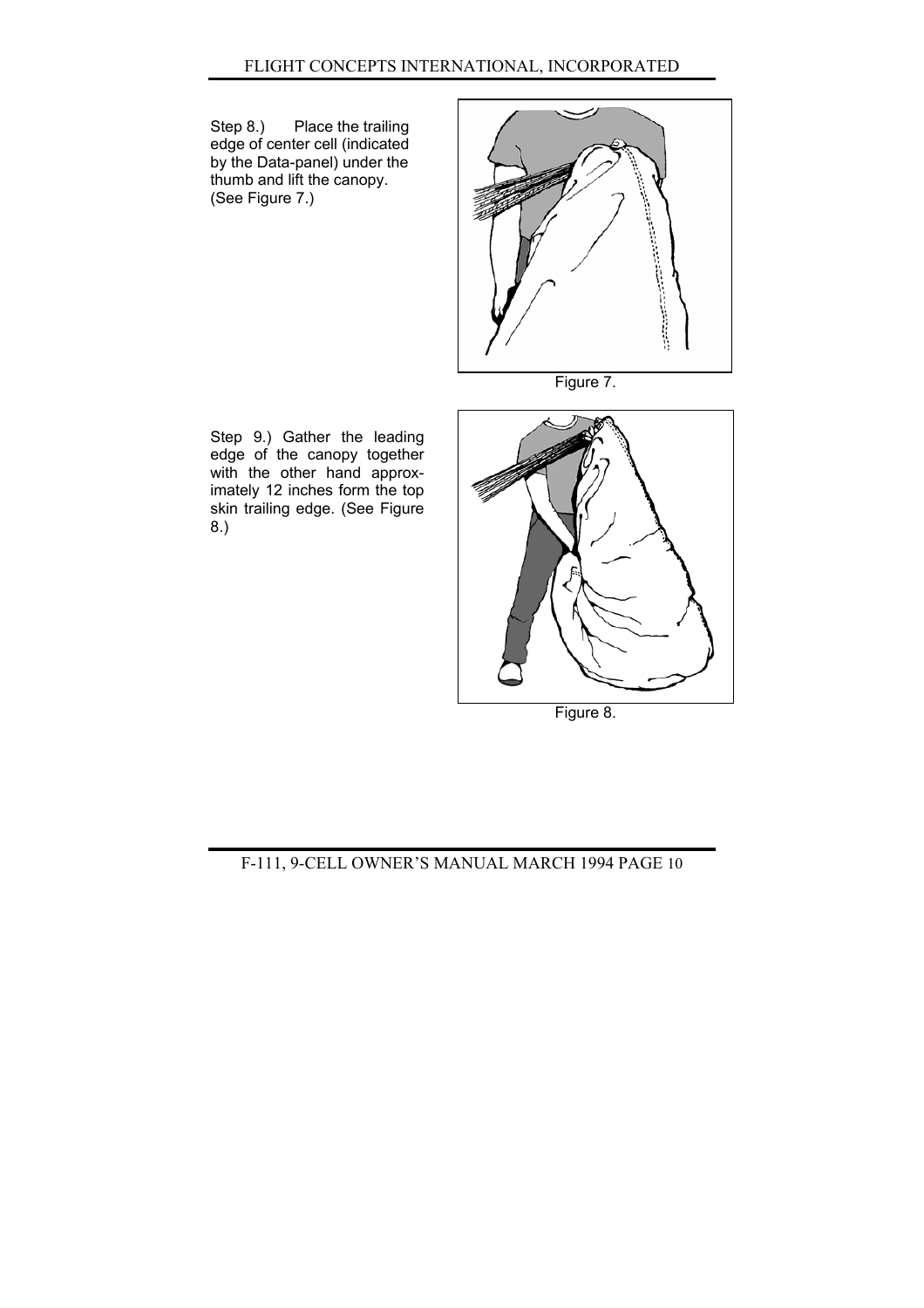Step 8.) Place the trailing edge of center cell (indicated by the Data-panel) under the thumb and lift the canopy. (See Figure 7.)

Figure 7.

Step 9.) Gather the leading edge of the canopy together with the other hand approximately 12 inches form the top skin trailing edge. (See Figure 8.)

Figure 8.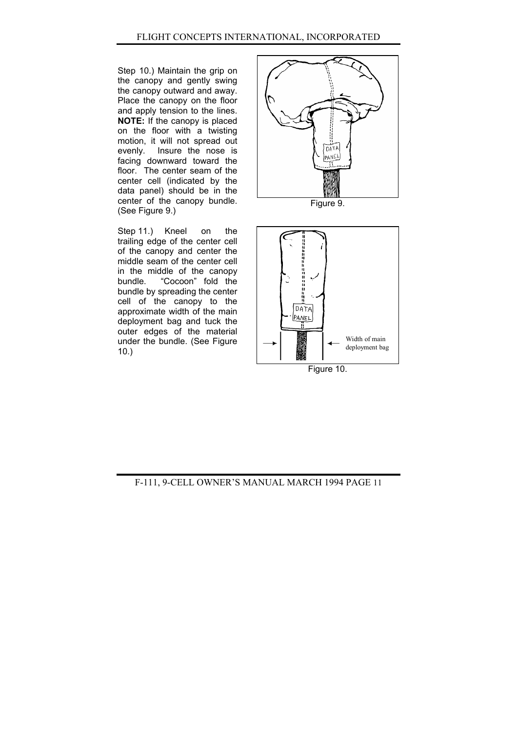Step 10.) Maintain the grip on the canopy and gently swing the canopy outward and away. Place the canopy on the floor and apply tension to the lines. **NOTE:** If the canopy is placed on the floor with a twisting motion, it will not spread out evenly. Insure the nose is facing downward toward the floor. The center seam of the center cell (indicated by the data panel) should be in the center of the canopy bundle. (See Figure 9.)

Figure 9.

Step 11.) Kneel on the trailing edge of the center cell of the canopy and center the middle seam of the center cell in the middle of the canopy bundle. "Cocoon" fold the bundle by spreading the center cell of the canopy to the approximate width of the main deployment bag and tuck the outer edges of the material under the bundle. (See Figure 10.)

Width of main deployment bag

Figure 10.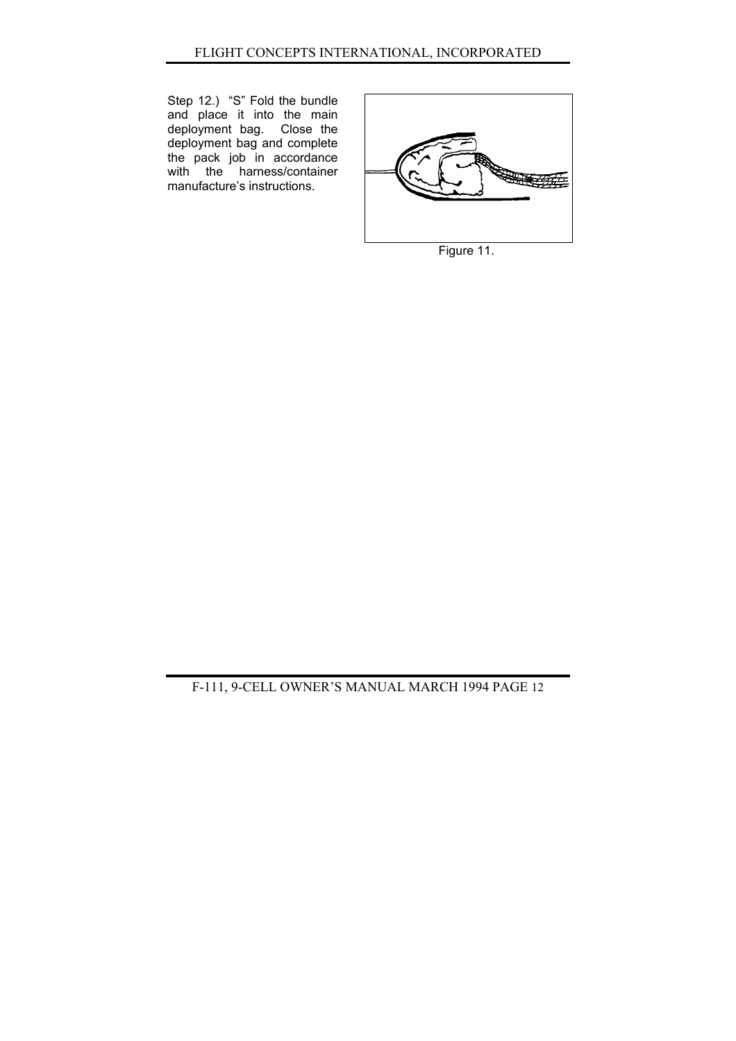Step 12.) "S" Fold the bundle and place it into the main deployment bag. Close the deployment bag and complete the pack job in accordance with the harness/container manufacture's instructions.

Figure 11.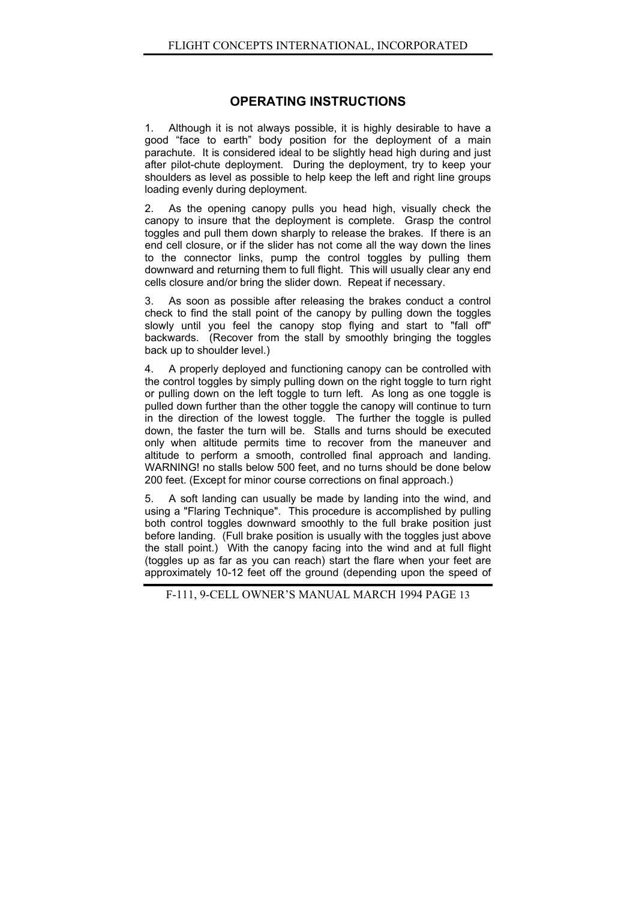## OPERATING INSTRUCTIONS

1. Although it is not always possible, it is highly desirable to have a good "face to earth" body position for the deployment of a main parachute. It is considered ideal to be slightly head high during and just after pilot-chute deployment. During the deployment, try to keep your shoulders as level as possible to help keep the left and right line groups loading evenly during deployment.

2. As the opening canopy pulls you head high, visually check the canopy to insure that the deployment is complete. Grasp the control toggles and pull them down sharply to release the brakes. If there is an end cell closure, or if the slider has not come all the way down the lines to the connector links, pump the control toggles by pulling them downward and returning them to full flight. This will usually clear any end cells closure and/or bring the slider down. Repeat if necessary.

3. As soon as possible after releasing the brakes conduct a control check to find the stall point of the canopy by pulling down the toggles slowly until you feel the canopy stop flying and start to "fall off" backwards. (Recover from the stall by smoothly bringing the toggles back up to shoulder level.)

4. A properly deployed and functioning canopy can be controlled with the control toggles by simply pulling down on the right toggle to turn right or pulling down on the left toggle to turn left. As long as one toggle is pulled down further than the other toggle the canopy will continue to turn in the direction of the lowest toggle. The further the toggle is pulled down, the faster the turn will be. Stalls and turns should be executed only when altitude permits time to recover from the maneuver and altitude to perform a smooth, controlled final approach and landing. WARNING! no stalls below 500 feet, and no turns should be done below 200 feet. (Except for minor course corrections on final approach.)

5. A soft landing can usually be made by landing into the wind, and using a "Flaring Technique". This procedure is accomplished by pulling both control toggles downward smoothly to the full brake position just before landing. (Full brake position is usually with the toggles just above the stall point.) With the canopy facing into the wind and at full flight (toggles up as far as you can reach) start the flare when your feet are approximately 10-12 feet off the ground (depending upon the speed of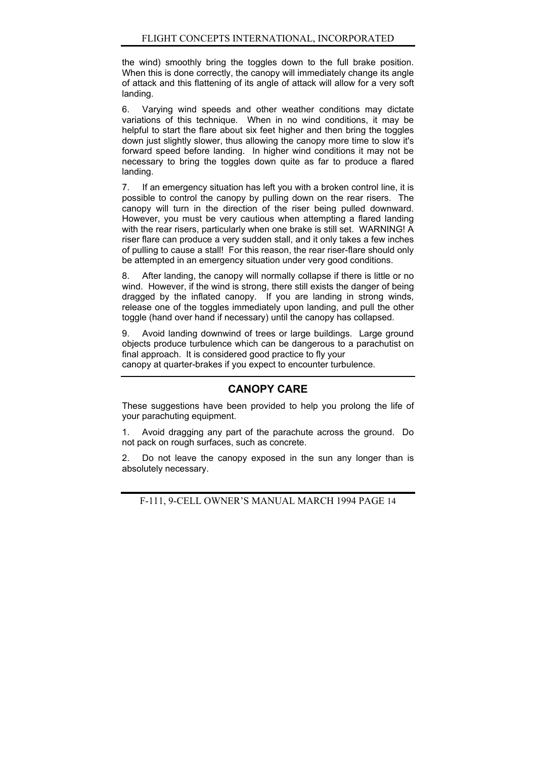the wind) smoothly bring the toggles down to the full brake position. When this is done correctly, the canopy will immediately change its angle of attack and this flattening of its angle of attack will allow for a very soft landing.

6. Varying wind speeds and other weather conditions may dictate variations of this technique. When in no wind conditions, it may be helpful to start the flare about six feet higher and then bring the toggles down just slightly slower, thus allowing the canopy more time to slow it's forward speed before landing. In higher wind conditions it may not be necessary to bring the toggles down quite as far to produce a flared landing.

7. If an emergency situation has left you with a broken control line, it is possible to control the canopy by pulling down on the rear risers. The canopy will turn in the direction of the riser being pulled downward. However, you must be very cautious when attempting a flared landing with the rear risers, particularly when one brake is still set. WARNING! A riser flare can produce a very sudden stall, and it only takes a few inches of pulling to cause a stall! For this reason, the rear riser-flare should only be attempted in an emergency situation under very good conditions.

8. After landing, the canopy will normally collapse if there is little or no wind. However, if the wind is strong, there still exists the danger of being dragged by the inflated canopy. If you are landing in strong winds, release one of the toggles immediately upon landing, and pull the other toggle (hand over hand if necessary) until the canopy has collapsed.

9. Avoid landing downwind of trees or large buildings. Large ground objects produce turbulence which can be dangerous to a parachutist on final approach. It is considered good practice to fly your canopy at quarter-brakes if you expect to encounter turbulence.

## CANOPY CARE

These suggestions have been provided to help you prolong the life of your parachuting equipment.

1. Avoid dragging any part of the parachute across the ground. Do not pack on rough surfaces, such as concrete.

2. Do not leave the canopy exposed in the sun any longer than is absolutely necessary.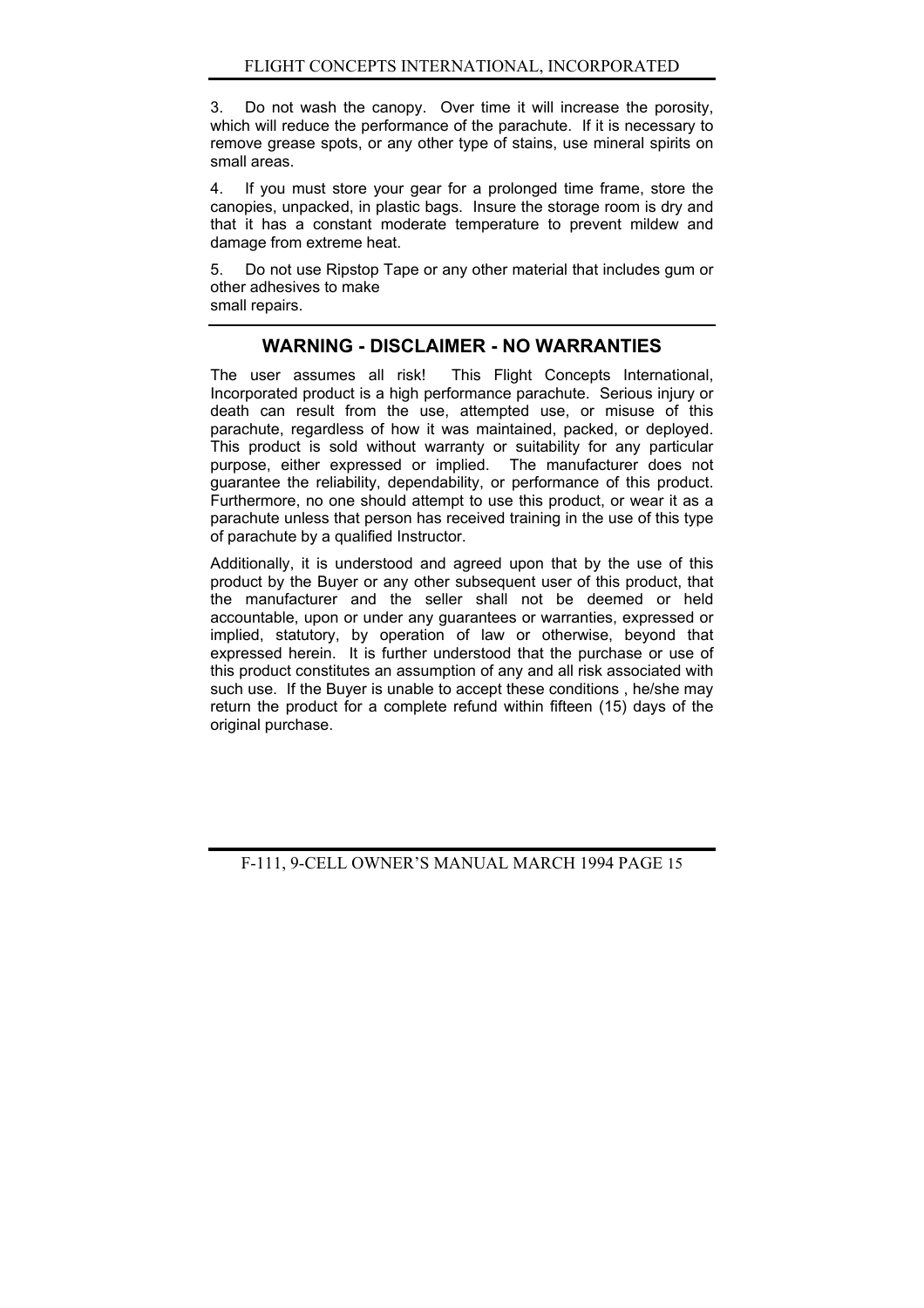3. Do not wash the canopy. Over time it will increase the porosity, which will reduce the performance of the parachute. If it is necessary to remove grease spots, or any other type of stains, use mineral spirits on small areas.

4. If you must store your gear for a prolonged time frame, store the canopies, unpacked, in plastic bags. Insure the storage room is dry and that it has a constant moderate temperature to prevent mildew and damage from extreme heat.

5. Do not use Ripstop Tape or any other material that includes gum or other adhesives to make small repairs.

## WARNING - DISCLAIMER - NO WARRANTIES

The user assumes all risk! This Flight Concepts International, Incorporated product is a high performance parachute. Serious injury or death can result from the use, attempted use, or misuse of this parachute, regardless of how it was maintained, packed, or deployed. This product is sold without warranty or suitability for any particular purpose, either expressed or implied. The manufacturer does not guarantee the reliability, dependability, or performance of this product. Furthermore, no one should attempt to use this product, or wear it as a parachute unless that person has received training in the use of this type of parachute by a qualified Instructor.

Additionally, it is understood and agreed upon that by the use of this product by the Buyer or any other subsequent user of this product, that the manufacturer and the seller shall not be deemed or held accountable, upon or under any guarantees or warranties, expressed or implied, statutory, by operation of law or otherwise, beyond that expressed herein. It is further understood that the purchase or use of this product constitutes an assumption of any and all risk associated with such use. If the Buyer is unable to accept these conditions , he/she may return the product for a complete refund within fifteen (15) days of the original purchase.